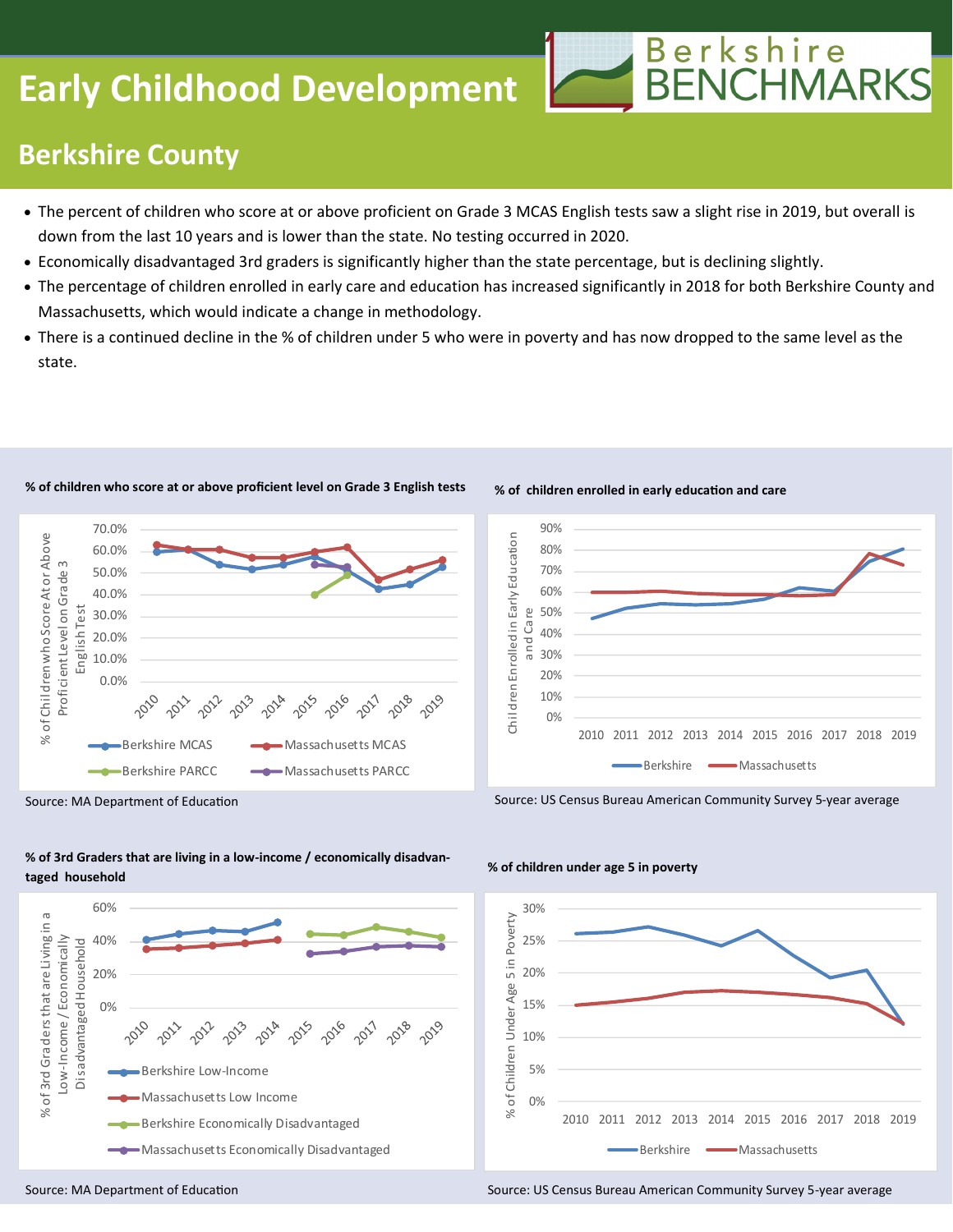# Early Childhood Development

## Berkshire County

- The percent of children who score at or above proficient on Grade 3 MCAS English tests saw a slight rise in 2019, but overall is down from the last 10 years and is lower than the state. No testing occurred in 2020.
- Economically disadvantaged 3rd graders is significantly higher than the state percentage, but is declining slightly.
- The percentage of children enrolled in early care and education has increased significantly in 2018 for both Berkshire County and Massachusetts, which would indicate a change in methodology.
- There is a continued decline in the % of children under 5 who were in poverty and has now dropped to the same level as the state.

**% of children who score at or above proficient level on Grade 3 English tests**

Source: MA Department of Education

**% of children enrolled in early education and care**

Source: US Census Bureau American Community Survey 5-year average

**% of 3rd Graders that are living in a low-income / economically disadvantaged household**

Source: MA Department of Education

**% of children under age 5 in poverty**

Source: US Census Bureau American Community Survey 5-year average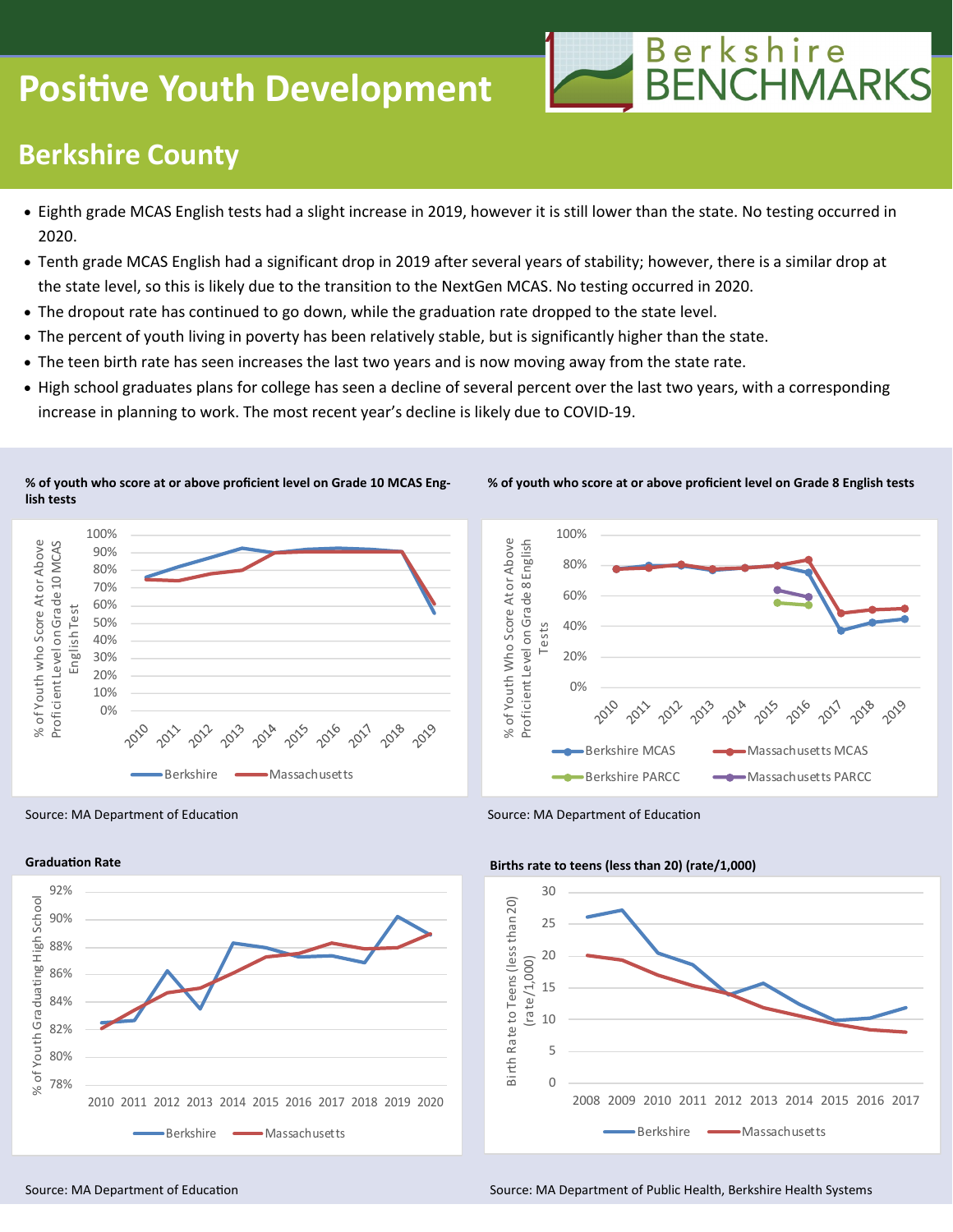# Positive Youth Development

## Berkshire County

- Eighth grade MCAS English tests had a slight increase in 2019, however it is still lower than the state. No testing occurred in 2020.
- Tenth grade MCAS English had a significant drop in 2019 after several years of stability; however, there is a similar drop at the state level, so this is likely due to the transition to the NextGen MCAS. No testing occurred in 2020.
- The dropout rate has continued to go down, while the graduation rate dropped to the state level.
- The percent of youth living in poverty has been relatively stable, but is significantly higher than the state.
- The teen birth rate has seen increases the last two years and is now moving away from the state rate.
- High school graduates plans for college has seen a decline of several percent over the last two years, with a corresponding increase in planning to work. The most recent year's decline is likely due to COVID-19.

**% of youth who score at or above proficient level on Grade 10 MCAS English tests**

Source: MA Department of Education

**% of youth who score at or above proficient level on Grade 8 English tests**

Source: MA Department of Education

**Graduation Rate**

Source: MA Department of Education

**Births rate to teens (less than 20) (rate/1,000)**

Source: MA Department of Public Health, Berkshire Health Systems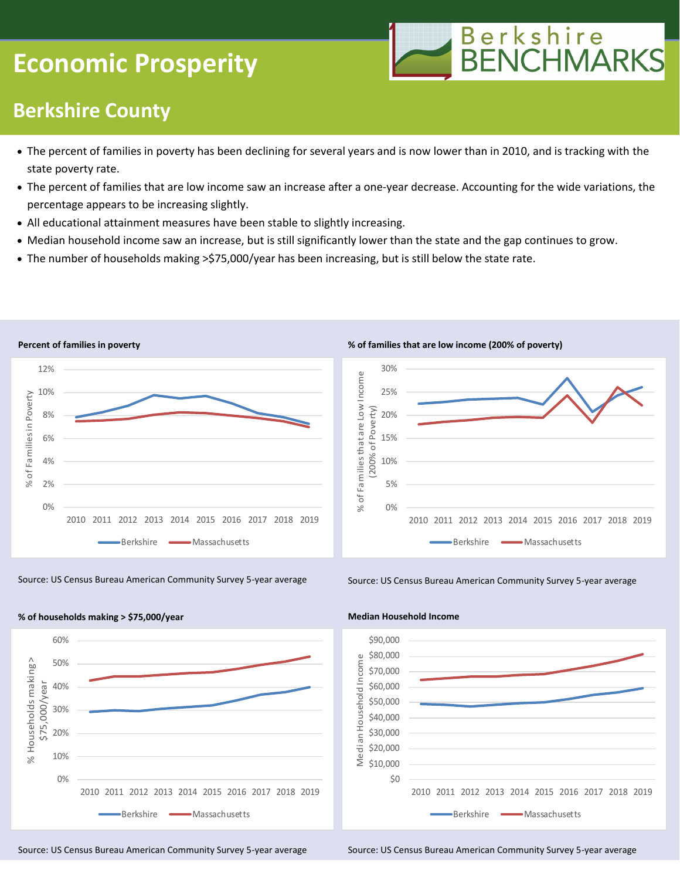# Economic Prosperity

Berkshire BENCHMARKS

## Berkshire County

- The percent of families in poverty has been declining for several years and is now lower than in 2010, and is tracking with the state poverty rate.
- The percent of families that are low income saw an increase after a one-year decrease. Accounting for the wide variations, the percentage appears to be increasing slightly.
- All educational attainment measures have been stable to slightly increasing.
- Median household income saw an increase, but is still significantly lower than the state and the gap continues to grow.
- The number of households making >$75,000/year has been increasing, but is still below the state rate.

**Percent of families in poverty**

Source: US Census Bureau American Community Survey 5-year average

**% of families that are low income (200% of poverty)**

Source: US Census Bureau American Community Survey 5-year average

**% of households making > $75,000/year**

Source: US Census Bureau American Community Survey 5-year average

**Median Household Income**

Source: US Census Bureau American Community Survey 5-year average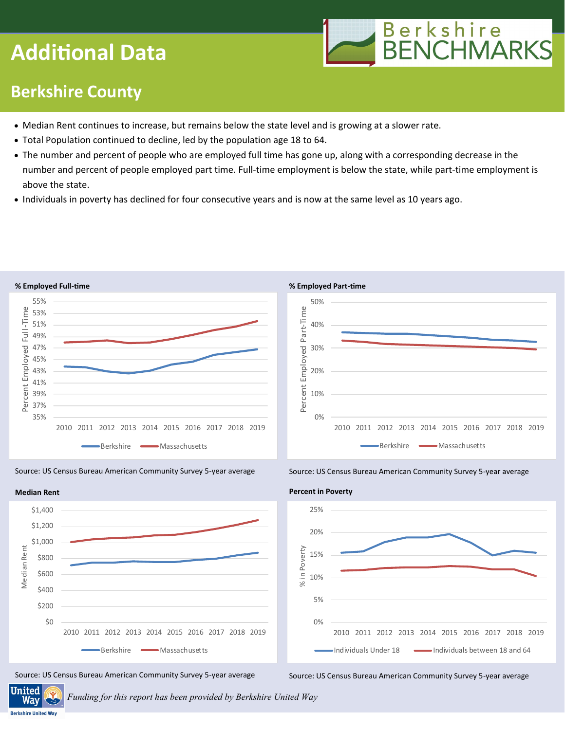# Additional Data

Berkshire BENCHMARKS

## Berkshire County

- Median Rent continues to increase, but remains below the state level and is growing at a slower rate.
- Total Population continued to decline, led by the population age 18 to 64.
- The number and percent of people who are employed full time has gone up, along with a corresponding decrease in the number and percent of people employed part time. Full-time employment is below the state, while part-time employment is above the state.
- Individuals in poverty has declined for four consecutive years and is now at the same level as 10 years ago.

**% Employed Full-time**

Percent Employed Full-Time

55%
53%
51%
49%
47%
45%
43%
41%
39%
37%
35%

2010 2011 2012 2013 2014 2015 2016 2017 2018 2019

Berkshire Massachusetts

Source: US Census Bureau American Community Survey 5-year average

**% Employed Part-time**

Percent Employed Part-Time

50%
40%
30%
20%
10%
0%

2010 2011 2012 2013 2014 2015 2016 2017 2018 2019

Berkshire Massachusetts

Source: US Census Bureau American Community Survey 5-year average

**Median Rent**

Median Rent

$1,400
$1,200
$1,000
$800
$600
$400
$200
$0

2010 2011 2012 2013 2014 2015 2016 2017 2018 2019

Berkshire Massachusetts

Source: US Census Bureau American Community Survey 5-year average

**Percent in Poverty**

% in Poverty

25%
20%
15%
10%
5%
0%

2010 2011 2012 2013 2014 2015 2016 2017 2018 2019

Individuals Under 18 Individuals between 18 and 64

Source: US Census Bureau American Community Survey 5-year average

United Way
Berkshire United Way

*Funding for this report has been provided by Berkshire United Way*